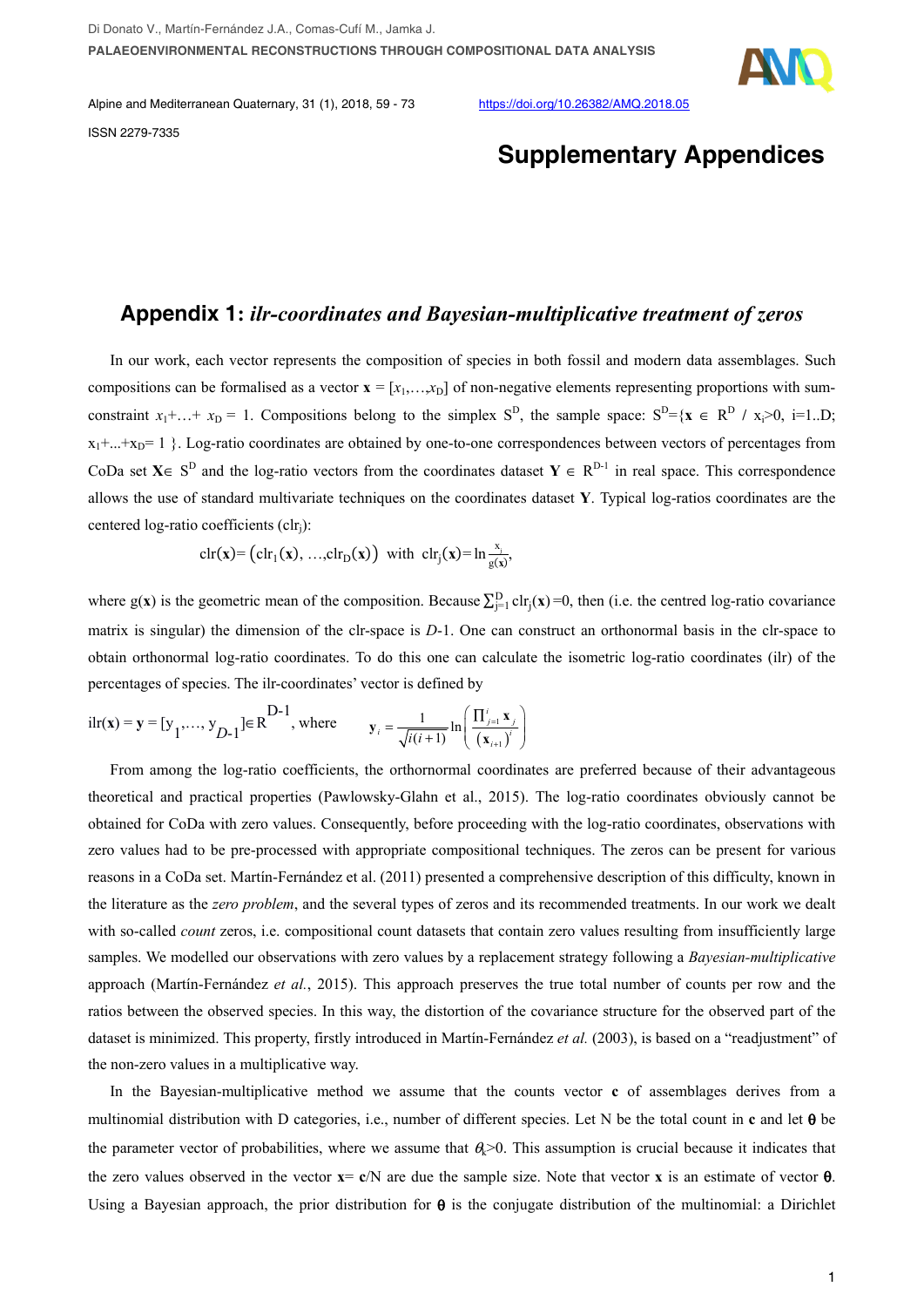# Supplementary Appendices

## Appendix 1: *ilr-coordinates and Bayesian-multiplicative treatment of zeros*

In our work, each vector represents the composition of species in both fossil and modern data assemblages. Such compositions can be formalised as a vector $\mathbf{x} = [x_1,\ldots,x_D]$ of non-negative elements representing proportions with sum-constraint $x_1+\ldots+ x_D = 1$. Compositions belong to the simplex $S^D$, the sample space: $S^D=\{\mathbf{x} \in R^D / x_i>0, i=1..D; x_1+...+x_D= 1 \}$. Log-ratio coordinates are obtained by one-to-one correspondences between vectors of percentages from CoDa set $\mathbf{X}\in S^D$ and the log-ratio vectors from the coordinates dataset $\mathbf{Y} \in R^{D-1}$ in real space. This correspondence allows the use of standard multivariate techniques on the coordinates dataset $\mathbf{Y}$. Typical log-ratios coordinates are the centered log-ratio coefficients ($\text{clr}_j$):

$$\text{clr}(\mathbf{x})=\left(\text{clr}_1(\mathbf{x}), \ldots,\text{clr}_D(\mathbf{x})\right) \text{ with } \text{clr}_j(\mathbf{x})=\ln\frac{x_j}{g(\mathbf{x})},$$

where $g(\mathbf{x})$ is the geometric mean of the composition. Because $\sum_{j=1}^{D}\text{clr}_j(\mathbf{x})=0$, then (i.e. the centred log-ratio covariance matrix is singular) the dimension of the clr-space is $D$-1. One can construct an orthonormal basis in the clr-space to obtain orthonormal log-ratio coordinates. To do this one can calculate the isometric log-ratio coordinates (ilr) of the percentages of species. The ilr-coordinates' vector is defined by

$$\text{ilr}(\mathbf{x}) = \mathbf{y} = [y_1,\ldots, y_{D-1}]\in R^{D-1}, \text{ where } \quad \mathbf{y}_i = \frac{1}{\sqrt{i(i+1)}}\ln\left(\frac{\prod_{j=1}^{i}\mathbf{x}_j}{\left(\mathbf{x}_{i+1}\right)^i}\right)$$

From among the log-ratio coefficients, the orthornormal coordinates are preferred because of their advantageous theoretical and practical properties (Pawlowsky-Glahn et al., 2015). The log-ratio coordinates obviously cannot be obtained for CoDa with zero values. Consequently, before proceeding with the log-ratio coordinates, observations with zero values had to be pre-processed with appropriate compositional techniques. The zeros can be present for various reasons in a CoDa set. Martín-Fernández et al. (2011) presented a comprehensive description of this difficulty, known in the literature as the *zero problem*, and the several types of zeros and its recommended treatments. In our work we dealt with so-called *count* zeros, i.e. compositional count datasets that contain zero values resulting from insufficiently large samples. We modelled our observations with zero values by a replacement strategy following a *Bayesian-multiplicative* approach (Martín-Fernández *et al.*, 2015). This approach preserves the true total number of counts per row and the ratios between the observed species. In this way, the distortion of the covariance structure for the observed part of the dataset is minimized. This property, firstly introduced in Martín-Fernández *et al.* (2003), is based on a "readjustment" of the non-zero values in a multiplicative way.

In the Bayesian-multiplicative method we assume that the counts vector $\mathbf{c}$ of assemblages derives from a multinomial distribution with D categories, i.e., number of different species. Let N be the total count in $\mathbf{c}$ and let $\boldsymbol{\theta}$ be the parameter vector of probabilities, where we assume that $\theta_k>0$. This assumption is crucial because it indicates that the zero values observed in the vector $\mathbf{x}= \mathbf{c}/N$ are due the sample size. Note that vector $\mathbf{x}$ is an estimate of vector $\boldsymbol{\theta}$. Using a Bayesian approach, the prior distribution for $\boldsymbol{\theta}$ is the conjugate distribution of the multinomial: a Dirichlet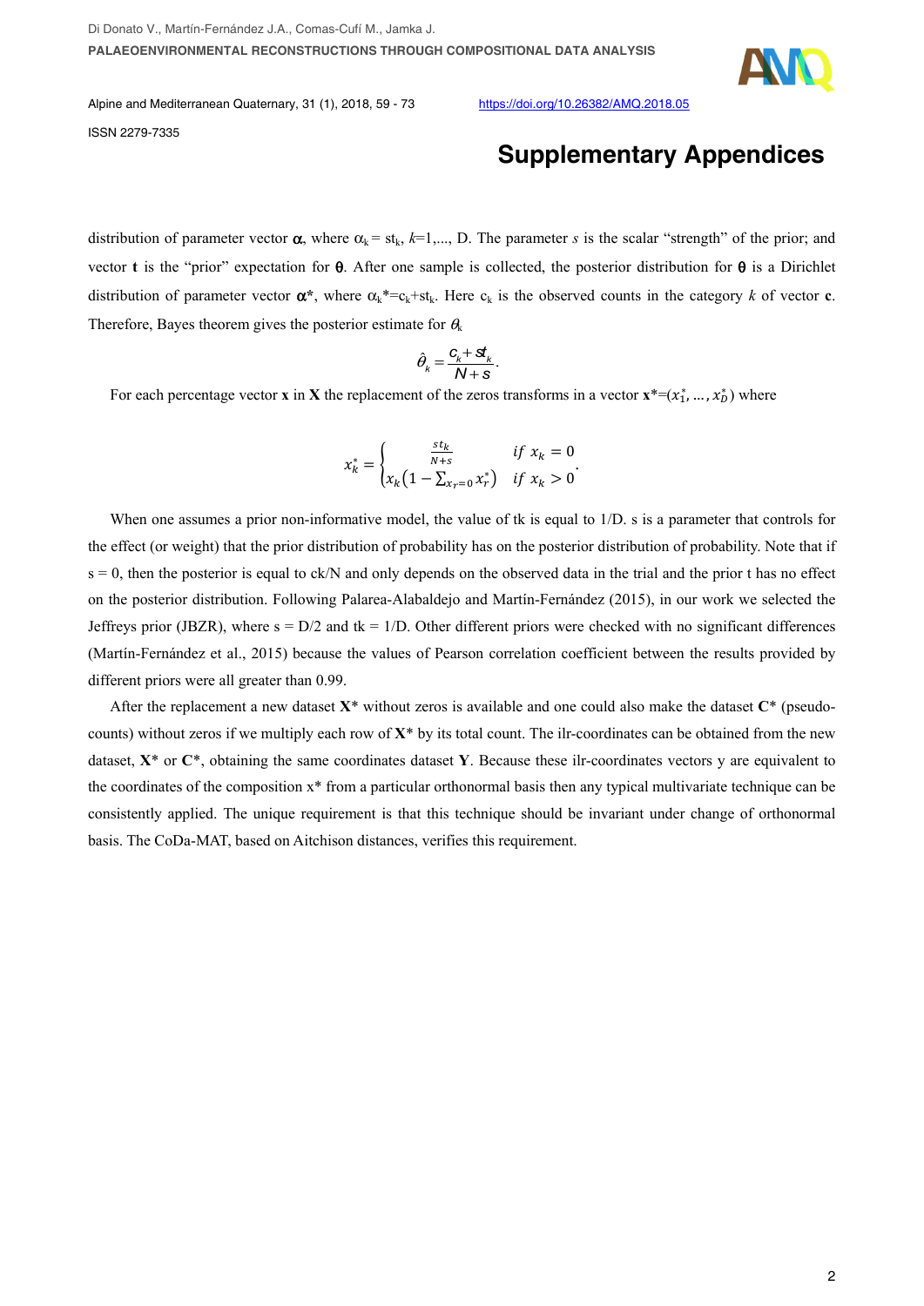## Supplementary Appendices

distribution of parameter vector $\boldsymbol{\alpha}$, where $\alpha_k = st_k$, $k$=1,..., D. The parameter $s$ is the scalar "strength" of the prior; and vector $\mathbf{t}$ is the "prior" expectation for $\boldsymbol{\theta}$. After one sample is collected, the posterior distribution for $\boldsymbol{\theta}$ is a Dirichlet distribution of parameter vector $\boldsymbol{\alpha}^*$, where $\alpha_k^* = c_k + st_k$. Here $c_k$ is the observed counts in the category $k$ of vector $\mathbf{c}$. Therefore, Bayes theorem gives the posterior estimate for $\theta_k$

$$\hat{\theta}_k = \frac{c_k + st_k}{N + s}.$$

For each percentage vector $\mathbf{x}$ in $\mathbf{X}$ the replacement of the zeros transforms in a vector $\mathbf{x}^* = (x_1^*, \ldots, x_D^*)$ where

$$x_k^* = \begin{cases} \frac{st_k}{N+s} & if\ x_k = 0 \\ x_k\left(1 - \sum_{x_r=0} x_r^*\right) & if\ x_k > 0 \end{cases}.$$

When one assumes a prior non-informative model, the value of tk is equal to 1/D. s is a parameter that controls for the effect (or weight) that the prior distribution of probability has on the posterior distribution of probability. Note that if s = 0, then the posterior is equal to ck/N and only depends on the observed data in the trial and the prior t has no effect on the posterior distribution. Following Palarea-Alabaldejo and Martín-Fernández (2015), in our work we selected the Jeffreys prior (JBZR), where s = D/2 and tk = 1/D. Other different priors were checked with no significant differences (Martín-Fernández et al., 2015) because the values of Pearson correlation coefficient between the results provided by different priors were all greater than 0.99.

After the replacement a new dataset $\mathbf{X}^*$ without zeros is available and one could also make the dataset $\mathbf{C}^*$ (pseudo-counts) without zeros if we multiply each row of $\mathbf{X}^*$ by its total count. The ilr-coordinates can be obtained from the new dataset, $\mathbf{X}^*$ or $\mathbf{C}^*$, obtaining the same coordinates dataset $\mathbf{Y}$. Because these ilr-coordinates vectors y are equivalent to the coordinates of the composition x* from a particular orthonormal basis then any typical multivariate technique can be consistently applied. The unique requirement is that this technique should be invariant under change of orthonormal basis. The CoDa-MAT, based on Aitchison distances, verifies this requirement.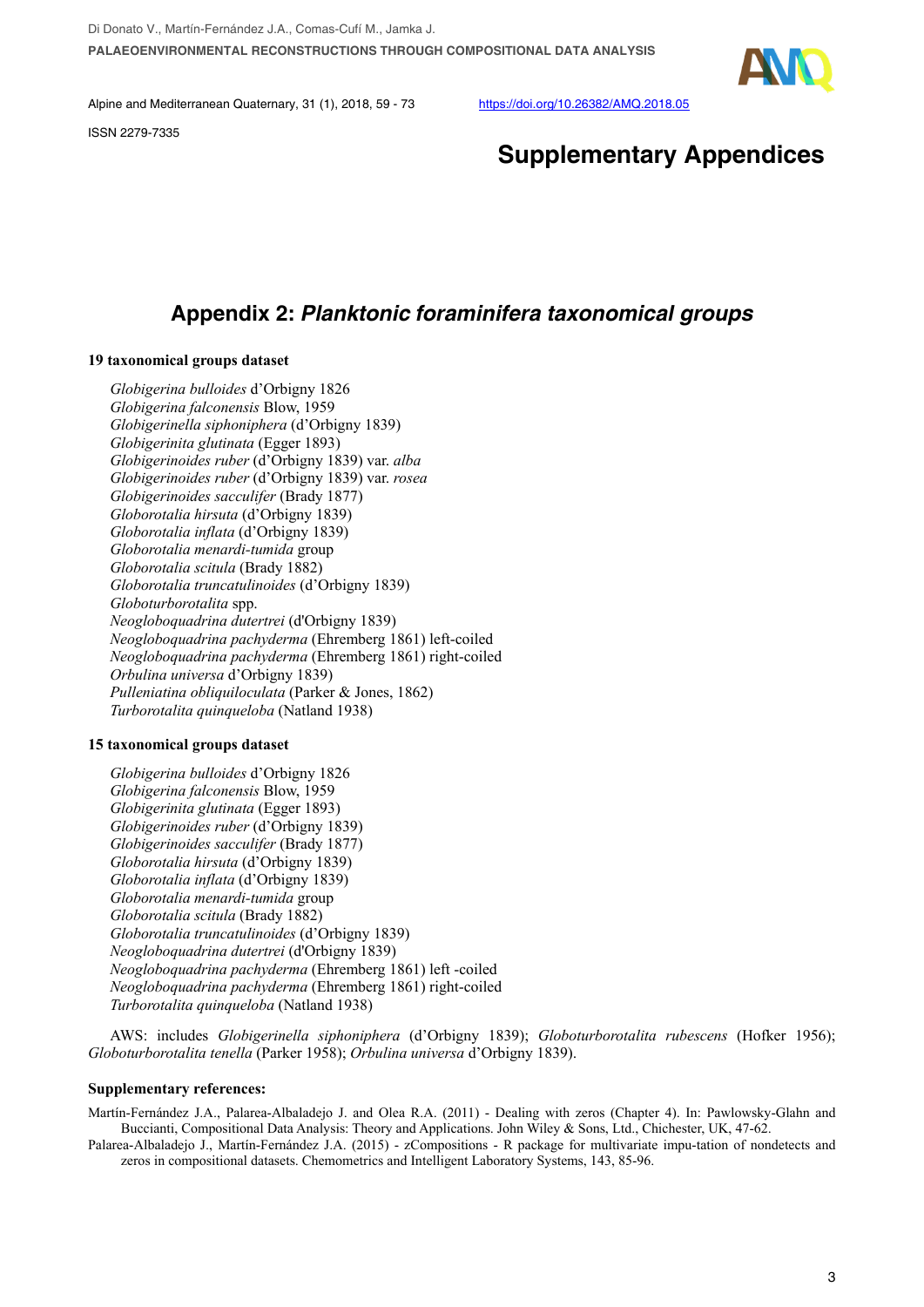# Supplementary Appendices

## Appendix 2: *Planktonic foraminifera taxonomical groups*

**19 taxonomical groups dataset**

*Globigerina bulloides* d'Orbigny 1826
*Globigerina falconensis* Blow, 1959
*Globigerinella siphoniphera* (d'Orbigny 1839)
*Globigerinita glutinata* (Egger 1893)
*Globigerinoides ruber* (d'Orbigny 1839) var. *alba*
*Globigerinoides ruber* (d'Orbigny 1839) var. *rosea*
*Globigerinoides sacculifer* (Brady 1877)
*Globorotalia hirsuta* (d'Orbigny 1839)
*Globorotalia inflata* (d'Orbigny 1839)
*Globorotalia menardi-tumida* group
*Globorotalia scitula* (Brady 1882)
*Globorotalia truncatulinoides* (d'Orbigny 1839)
*Globoturborotalita* spp.
*Neogloboquadrina dutertrei* (d'Orbigny 1839)
*Neogloboquadrina pachyderma* (Ehrenberg 1861) left-coiled
*Neogloboquadrina pachyderma* (Ehrenberg 1861) right-coiled
*Orbulina universa* d'Orbigny 1839)
*Pulleniatina obliquiloculata* (Parker & Jones, 1862)
*Turborotalita quinqueloba* (Natland 1938)

**15 taxonomical groups dataset**

*Globigerina bulloides* d'Orbigny 1826
*Globigerina falconensis* Blow, 1959
*Globigerinita glutinata* (Egger 1893)
*Globigerinoides ruber* (d'Orbigny 1839)
*Globigerinoides sacculifer* (Brady 1877)
*Globorotalia hirsuta* (d'Orbigny 1839)
*Globorotalia inflata* (d'Orbigny 1839)
*Globorotalia menardi-tumida* group
*Globorotalia scitula* (Brady 1882)
*Globorotalia truncatulinoides* (d'Orbigny 1839)
*Neogloboquadrina dutertrei* (d'Orbigny 1839)
*Neogloboquadrina pachyderma* (Ehrenberg 1861) left -coiled
*Neogloboquadrina pachyderma* (Ehrenberg 1861) right-coiled
*Turborotalita quinqueloba* (Natland 1938)

AWS: includes *Globigerinella siphoniphera* (d'Orbigny 1839); *Globoturborotalita rubescens* (Hofker 1956); *Globoturborotalita tenella* (Parker 1958); *Orbulina universa* d'Orbigny 1839).

**Supplementary references:**

Martín-Fernández J.A., Palarea-Albaladejo J. and Olea R.A. (2011) - Dealing with zeros (Chapter 4). In: Pawlowsky-Glahn and Buccianti, Compositional Data Analysis: Theory and Applications. John Wiley & Sons, Ltd., Chichester, UK, 47-62.

Palarea-Albaladejo J., Martín-Fernández J.A. (2015) - zCompositions - R package for multivariate impu-tation of nondetects and zeros in compositional datasets. Chemometrics and Intelligent Laboratory Systems, 143, 85-96.